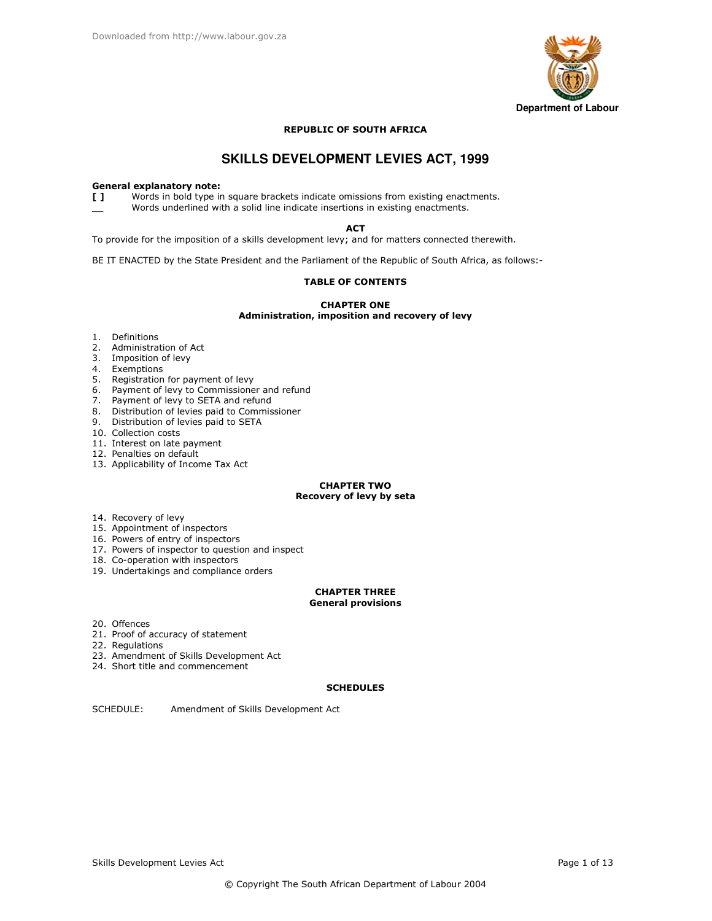Department of Labour

REPUBLIC OF SOUTH AFRICA

# SKILLS DEVELOPMENT LEVIES ACT, 1999

**General explanatory note:**

**[ ]** Words in bold type in square brackets indicate omissions from existing enactments.

___ Words underlined with a solid line indicate insertions in existing enactments.

**ACT**

To provide for the imposition of a skills development levy; and for matters connected therewith.

BE IT ENACTED by the State President and the Parliament of the Republic of South Africa, as follows:-

## TABLE OF CONTENTS

### CHAPTER ONE
### Administration, imposition and recovery of levy

1. Definitions
2. Administration of Act
3. Imposition of levy
4. Exemptions
5. Registration for payment of levy
6. Payment of levy to Commissioner and refund
7. Payment of levy to SETA and refund
8. Distribution of levies paid to Commissioner
9. Distribution of levies paid to SETA
10. Collection costs
11. Interest on late payment
12. Penalties on default
13. Applicability of Income Tax Act

### CHAPTER TWO
### Recovery of levy by seta

14. Recovery of levy
15. Appointment of inspectors
16. Powers of entry of inspectors
17. Powers of inspector to question and inspect
18. Co-operation with inspectors
19. Undertakings and compliance orders

### CHAPTER THREE
### General provisions

20. Offences
21. Proof of accuracy of statement
22. Regulations
23. Amendment of Skills Development Act
24. Short title and commencement

## SCHEDULES

SCHEDULE: Amendment of Skills Development Act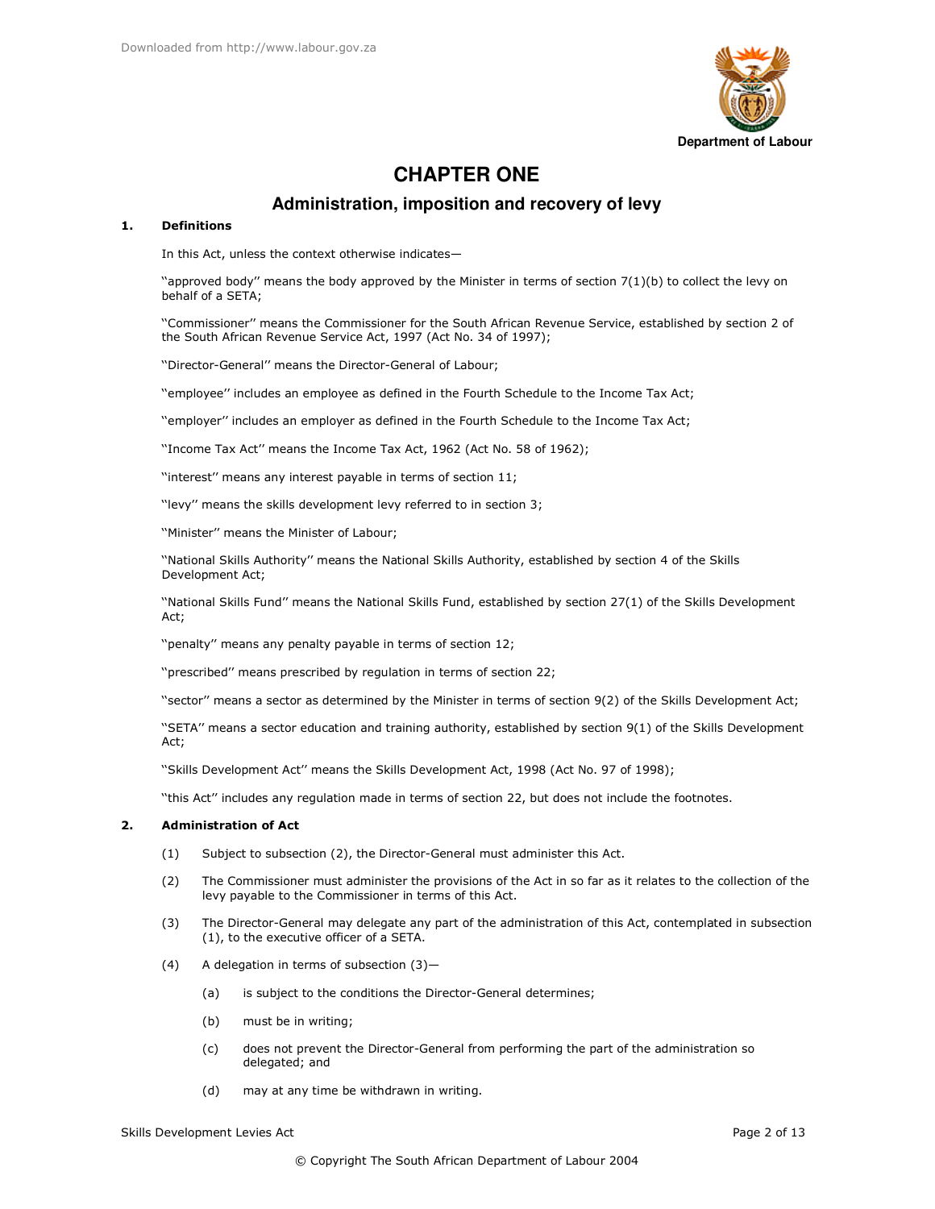# CHAPTER ONE

## Administration, imposition and recovery of levy

### 1. Definitions

In this Act, unless the context otherwise indicates—

''approved body'' means the body approved by the Minister in terms of section 7(1)(b) to collect the levy on behalf of a SETA;

''Commissioner'' means the Commissioner for the South African Revenue Service, established by section 2 of the South African Revenue Service Act, 1997 (Act No. 34 of 1997);

''Director-General'' means the Director-General of Labour;

''employee'' includes an employee as defined in the Fourth Schedule to the Income Tax Act;

''employer'' includes an employer as defined in the Fourth Schedule to the Income Tax Act;

''Income Tax Act'' means the Income Tax Act, 1962 (Act No. 58 of 1962);

''interest'' means any interest payable in terms of section 11;

''levy'' means the skills development levy referred to in section 3;

''Minister'' means the Minister of Labour;

''National Skills Authority'' means the National Skills Authority, established by section 4 of the Skills Development Act;

''National Skills Fund'' means the National Skills Fund, established by section 27(1) of the Skills Development Act;

''penalty'' means any penalty payable in terms of section 12;

''prescribed'' means prescribed by regulation in terms of section 22;

''sector'' means a sector as determined by the Minister in terms of section 9(2) of the Skills Development Act;

''SETA'' means a sector education and training authority, established by section 9(1) of the Skills Development Act;

''Skills Development Act'' means the Skills Development Act, 1998 (Act No. 97 of 1998);

''this Act'' includes any regulation made in terms of section 22, but does not include the footnotes.

### 2. Administration of Act

(1) Subject to subsection (2), the Director-General must administer this Act.

(2) The Commissioner must administer the provisions of the Act in so far as it relates to the collection of the levy payable to the Commissioner in terms of this Act.

(3) The Director-General may delegate any part of the administration of this Act, contemplated in subsection (1), to the executive officer of a SETA.

(4) A delegation in terms of subsection (3)—

- (a) is subject to the conditions the Director-General determines;
- (b) must be in writing;
- (c) does not prevent the Director-General from performing the part of the administration so delegated; and
- (d) may at any time be withdrawn in writing.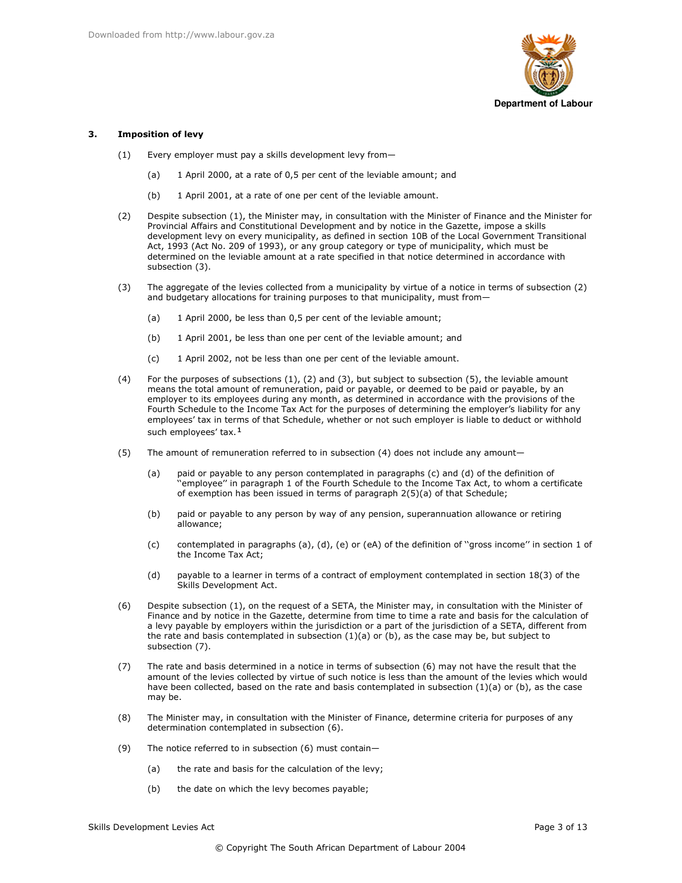### 3. Imposition of levy

(1) Every employer must pay a skills development levy from—

(a) 1 April 2000, at a rate of 0,5 per cent of the leviable amount; and

(b) 1 April 2001, at a rate of one per cent of the leviable amount.

(2) Despite subsection (1), the Minister may, in consultation with the Minister of Finance and the Minister for Provincial Affairs and Constitutional Development and by notice in the Gazette, impose a skills development levy on every municipality, as defined in section 10B of the Local Government Transitional Act, 1993 (Act No. 209 of 1993), or any group category or type of municipality, which must be determined on the leviable amount at a rate specified in that notice determined in accordance with subsection (3).

(3) The aggregate of the levies collected from a municipality by virtue of a notice in terms of subsection (2) and budgetary allocations for training purposes to that municipality, must from—

(a) 1 April 2000, be less than 0,5 per cent of the leviable amount;

(b) 1 April 2001, be less than one per cent of the leviable amount; and

(c) 1 April 2002, not be less than one per cent of the leviable amount.

(4) For the purposes of subsections (1), (2) and (3), but subject to subsection (5), the leviable amount means the total amount of remuneration, paid or payable, or deemed to be paid or payable, by an employer to its employees during any month, as determined in accordance with the provisions of the Fourth Schedule to the Income Tax Act for the purposes of determining the employer's liability for any employees' tax in terms of that Schedule, whether or not such employer is liable to deduct or withhold such employees' tax.[1]

(5) The amount of remuneration referred to in subsection (4) does not include any amount—

(a) paid or payable to any person contemplated in paragraphs (c) and (d) of the definition of ''employee'' in paragraph 1 of the Fourth Schedule to the Income Tax Act, to whom a certificate of exemption has been issued in terms of paragraph 2(5)(a) of that Schedule;

(b) paid or payable to any person by way of any pension, superannuation allowance or retiring allowance;

(c) contemplated in paragraphs (a), (d), (e) or (eA) of the definition of ''gross income'' in section 1 of the Income Tax Act;

(d) payable to a learner in terms of a contract of employment contemplated in section 18(3) of the Skills Development Act.

(6) Despite subsection (1), on the request of a SETA, the Minister may, in consultation with the Minister of Finance and by notice in the Gazette, determine from time to time a rate and basis for the calculation of a levy payable by employers within the jurisdiction or a part of the jurisdiction of a SETA, different from the rate and basis contemplated in subsection (1)(a) or (b), as the case may be, but subject to subsection (7).

(7) The rate and basis determined in a notice in terms of subsection (6) may not have the result that the amount of the levies collected by virtue of such notice is less than the amount of the levies which would have been collected, based on the rate and basis contemplated in subsection (1)(a) or (b), as the case may be.

(8) The Minister may, in consultation with the Minister of Finance, determine criteria for purposes of any determination contemplated in subsection (6).

(9) The notice referred to in subsection (6) must contain—

(a) the rate and basis for the calculation of the levy;

(b) the date on which the levy becomes payable;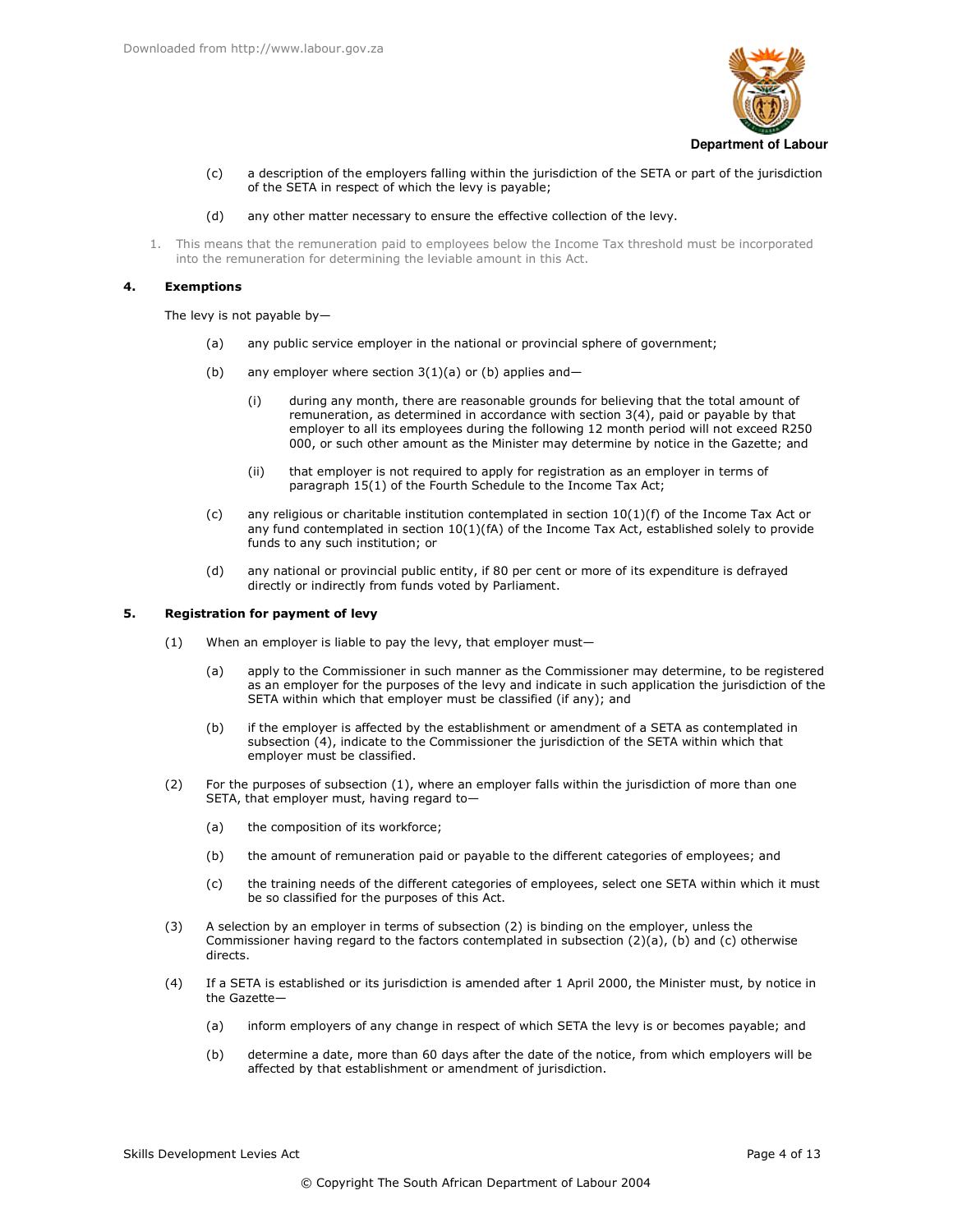(c) a description of the employers falling within the jurisdiction of the SETA or part of the jurisdiction of the SETA in respect of which the levy is payable;

(d) any other matter necessary to ensure the effective collection of the levy.

1. This means that the remuneration paid to employees below the Income Tax threshold must be incorporated into the remuneration for determining the leviable amount in this Act.

### 4. Exemptions

The levy is not payable by—

(a) any public service employer in the national or provincial sphere of government;

(b) any employer where section 3(1)(a) or (b) applies and—

  (i) during any month, there are reasonable grounds for believing that the total amount of remuneration, as determined in accordance with section 3(4), paid or payable by that employer to all its employees during the following 12 month period will not exceed R250 000, or such other amount as the Minister may determine by notice in the Gazette; and

  (ii) that employer is not required to apply for registration as an employer in terms of paragraph 15(1) of the Fourth Schedule to the Income Tax Act;

(c) any religious or charitable institution contemplated in section 10(1)(f) of the Income Tax Act or any fund contemplated in section 10(1)(fA) of the Income Tax Act, established solely to provide funds to any such institution; or

(d) any national or provincial public entity, if 80 per cent or more of its expenditure is defrayed directly or indirectly from funds voted by Parliament.

### 5. Registration for payment of levy

(1) When an employer is liable to pay the levy, that employer must—

  (a) apply to the Commissioner in such manner as the Commissioner may determine, to be registered as an employer for the purposes of the levy and indicate in such application the jurisdiction of the SETA within which that employer must be classified (if any); and

  (b) if the employer is affected by the establishment or amendment of a SETA as contemplated in subsection (4), indicate to the Commissioner the jurisdiction of the SETA within which that employer must be classified.

(2) For the purposes of subsection (1), where an employer falls within the jurisdiction of more than one SETA, that employer must, having regard to—

  (a) the composition of its workforce;

  (b) the amount of remuneration paid or payable to the different categories of employees; and

  (c) the training needs of the different categories of employees, select one SETA within which it must be so classified for the purposes of this Act.

(3) A selection by an employer in terms of subsection (2) is binding on the employer, unless the Commissioner having regard to the factors contemplated in subsection (2)(a), (b) and (c) otherwise directs.

(4) If a SETA is established or its jurisdiction is amended after 1 April 2000, the Minister must, by notice in the Gazette—

  (a) inform employers of any change in respect of which SETA the levy is or becomes payable; and

  (b) determine a date, more than 60 days after the date of the notice, from which employers will be affected by that establishment or amendment of jurisdiction.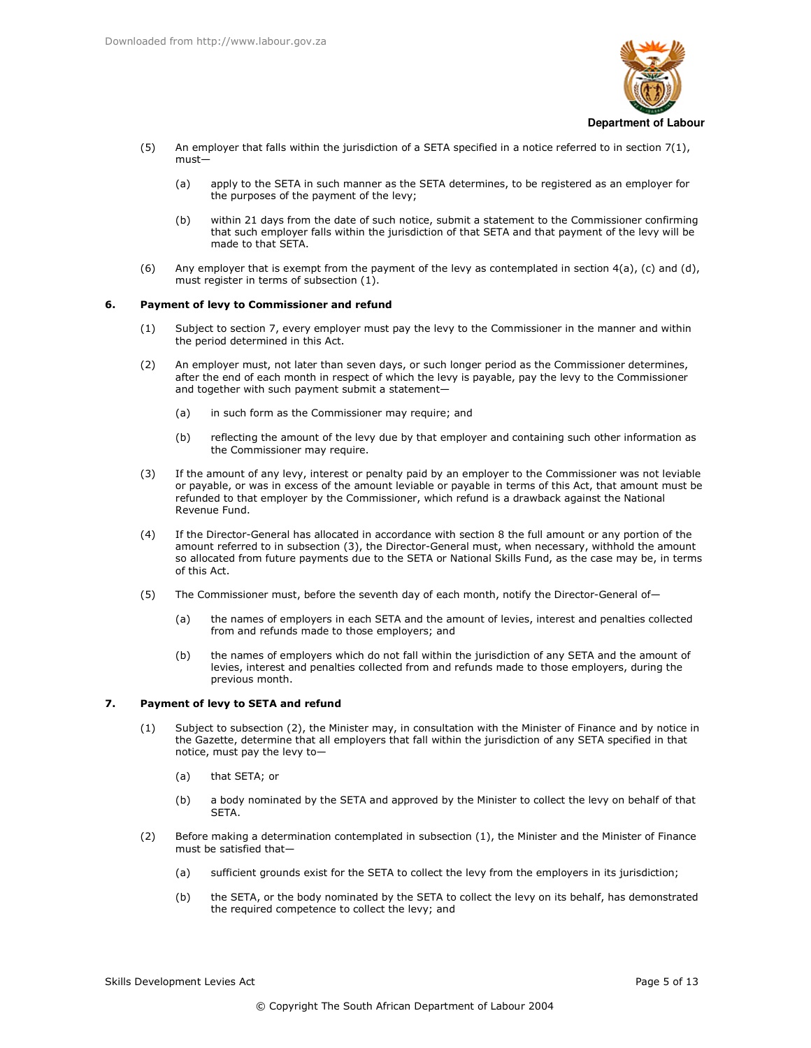(5) An employer that falls within the jurisdiction of a SETA specified in a notice referred to in section 7(1), must—

(a) apply to the SETA in such manner as the SETA determines, to be registered as an employer for the purposes of the payment of the levy;

(b) within 21 days from the date of such notice, submit a statement to the Commissioner confirming that such employer falls within the jurisdiction of that SETA and that payment of the levy will be made to that SETA.

(6) Any employer that is exempt from the payment of the levy as contemplated in section 4(a), (c) and (d), must register in terms of subsection (1).

## 6. Payment of levy to Commissioner and refund

(1) Subject to section 7, every employer must pay the levy to the Commissioner in the manner and within the period determined in this Act.

(2) An employer must, not later than seven days, or such longer period as the Commissioner determines, after the end of each month in respect of which the levy is payable, pay the levy to the Commissioner and together with such payment submit a statement—

(a) in such form as the Commissioner may require; and

(b) reflecting the amount of the levy due by that employer and containing such other information as the Commissioner may require.

(3) If the amount of any levy, interest or penalty paid by an employer to the Commissioner was not leviable or payable, or was in excess of the amount leviable or payable in terms of this Act, that amount must be refunded to that employer by the Commissioner, which refund is a drawback against the National Revenue Fund.

(4) If the Director-General has allocated in accordance with section 8 the full amount or any portion of the amount referred to in subsection (3), the Director-General must, when necessary, withhold the amount so allocated from future payments due to the SETA or National Skills Fund, as the case may be, in terms of this Act.

(5) The Commissioner must, before the seventh day of each month, notify the Director-General of—

(a) the names of employers in each SETA and the amount of levies, interest and penalties collected from and refunds made to those employers; and

(b) the names of employers which do not fall within the jurisdiction of any SETA and the amount of levies, interest and penalties collected from and refunds made to those employers, during the previous month.

## 7. Payment of levy to SETA and refund

(1) Subject to subsection (2), the Minister may, in consultation with the Minister of Finance and by notice in the Gazette, determine that all employers that fall within the jurisdiction of any SETA specified in that notice, must pay the levy to—

(a) that SETA; or

(b) a body nominated by the SETA and approved by the Minister to collect the levy on behalf of that SETA.

(2) Before making a determination contemplated in subsection (1), the Minister and the Minister of Finance must be satisfied that—

(a) sufficient grounds exist for the SETA to collect the levy from the employers in its jurisdiction;

(b) the SETA, or the body nominated by the SETA to collect the levy on its behalf, has demonstrated the required competence to collect the levy; and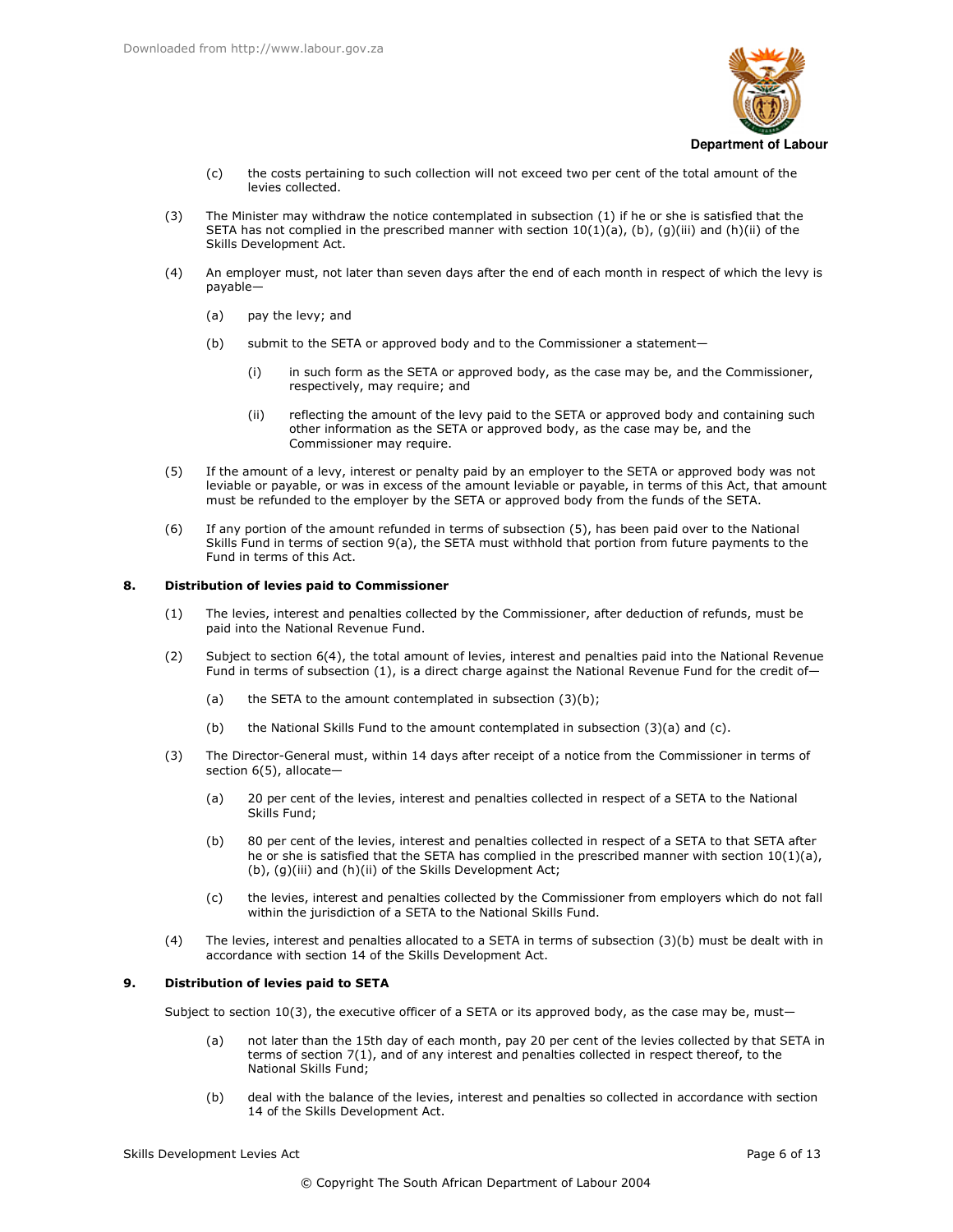(c) the costs pertaining to such collection will not exceed two per cent of the total amount of the levies collected.

(3) The Minister may withdraw the notice contemplated in subsection (1) if he or she is satisfied that the SETA has not complied in the prescribed manner with section 10(1)(a), (b), (g)(iii) and (h)(ii) of the Skills Development Act.

(4) An employer must, not later than seven days after the end of each month in respect of which the levy is payable—

(a) pay the levy; and

(b) submit to the SETA or approved body and to the Commissioner a statement—

(i) in such form as the SETA or approved body, as the case may be, and the Commissioner, respectively, may require; and

(ii) reflecting the amount of the levy paid to the SETA or approved body and containing such other information as the SETA or approved body, as the case may be, and the Commissioner may require.

(5) If the amount of a levy, interest or penalty paid by an employer to the SETA or approved body was not leviable or payable, or was in excess of the amount leviable or payable, in terms of this Act, that amount must be refunded to the employer by the SETA or approved body from the funds of the SETA.

(6) If any portion of the amount refunded in terms of subsection (5), has been paid over to the National Skills Fund in terms of section 9(a), the SETA must withhold that portion from future payments to the Fund in terms of this Act.

**8. Distribution of levies paid to Commissioner**

(1) The levies, interest and penalties collected by the Commissioner, after deduction of refunds, must be paid into the National Revenue Fund.

(2) Subject to section 6(4), the total amount of levies, interest and penalties paid into the National Revenue Fund in terms of subsection (1), is a direct charge against the National Revenue Fund for the credit of—

(a) the SETA to the amount contemplated in subsection (3)(b);

(b) the National Skills Fund to the amount contemplated in subsection (3)(a) and (c).

(3) The Director-General must, within 14 days after receipt of a notice from the Commissioner in terms of section 6(5), allocate—

(a) 20 per cent of the levies, interest and penalties collected in respect of a SETA to the National Skills Fund;

(b) 80 per cent of the levies, interest and penalties collected in respect of a SETA to that SETA after he or she is satisfied that the SETA has complied in the prescribed manner with section 10(1)(a), (b), (g)(iii) and (h)(ii) of the Skills Development Act;

(c) the levies, interest and penalties collected by the Commissioner from employers which do not fall within the jurisdiction of a SETA to the National Skills Fund.

(4) The levies, interest and penalties allocated to a SETA in terms of subsection (3)(b) must be dealt with in accordance with section 14 of the Skills Development Act.

**9. Distribution of levies paid to SETA**

Subject to section 10(3), the executive officer of a SETA or its approved body, as the case may be, must—

(a) not later than the 15th day of each month, pay 20 per cent of the levies collected by that SETA in terms of section 7(1), and of any interest and penalties collected in respect thereof, to the National Skills Fund;

(b) deal with the balance of the levies, interest and penalties so collected in accordance with section 14 of the Skills Development Act.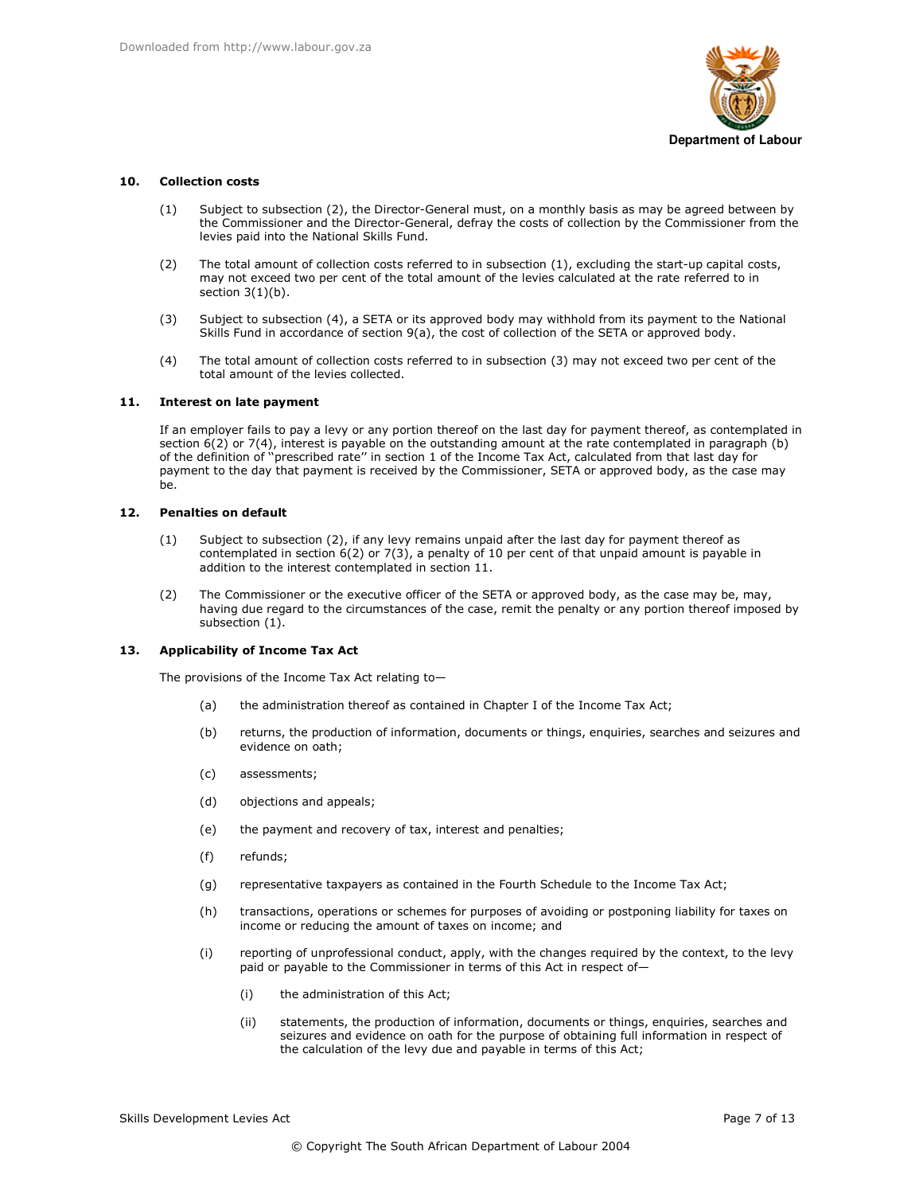## 10. Collection costs

(1) Subject to subsection (2), the Director-General must, on a monthly basis as may be agreed between by the Commissioner and the Director-General, defray the costs of collection by the Commissioner from the levies paid into the National Skills Fund.

(2) The total amount of collection costs referred to in subsection (1), excluding the start-up capital costs, may not exceed two per cent of the total amount of the levies calculated at the rate referred to in section 3(1)(b).

(3) Subject to subsection (4), a SETA or its approved body may withhold from its payment to the National Skills Fund in accordance of section 9(a), the cost of collection of the SETA or approved body.

(4) The total amount of collection costs referred to in subsection (3) may not exceed two per cent of the total amount of the levies collected.

## 11. Interest on late payment

If an employer fails to pay a levy or any portion thereof on the last day for payment thereof, as contemplated in section 6(2) or 7(4), interest is payable on the outstanding amount at the rate contemplated in paragraph (b) of the definition of ''prescribed rate'' in section 1 of the Income Tax Act, calculated from that last day for payment to the day that payment is received by the Commissioner, SETA or approved body, as the case may be.

## 12. Penalties on default

(1) Subject to subsection (2), if any levy remains unpaid after the last day for payment thereof as contemplated in section 6(2) or 7(3), a penalty of 10 per cent of that unpaid amount is payable in addition to the interest contemplated in section 11.

(2) The Commissioner or the executive officer of the SETA or approved body, as the case may be, may, having due regard to the circumstances of the case, remit the penalty or any portion thereof imposed by subsection (1).

## 13. Applicability of Income Tax Act

The provisions of the Income Tax Act relating to—

(a) the administration thereof as contained in Chapter I of the Income Tax Act;

(b) returns, the production of information, documents or things, enquiries, searches and seizures and evidence on oath;

(c) assessments;

(d) objections and appeals;

(e) the payment and recovery of tax, interest and penalties;

(f) refunds;

(g) representative taxpayers as contained in the Fourth Schedule to the Income Tax Act;

(h) transactions, operations or schemes for purposes of avoiding or postponing liability for taxes on income or reducing the amount of taxes on income; and

(i) reporting of unprofessional conduct, apply, with the changes required by the context, to the levy paid or payable to the Commissioner in terms of this Act in respect of—

   (i) the administration of this Act;

   (ii) statements, the production of information, documents or things, enquiries, searches and seizures and evidence on oath for the purpose of obtaining full information in respect of the calculation of the levy due and payable in terms of this Act;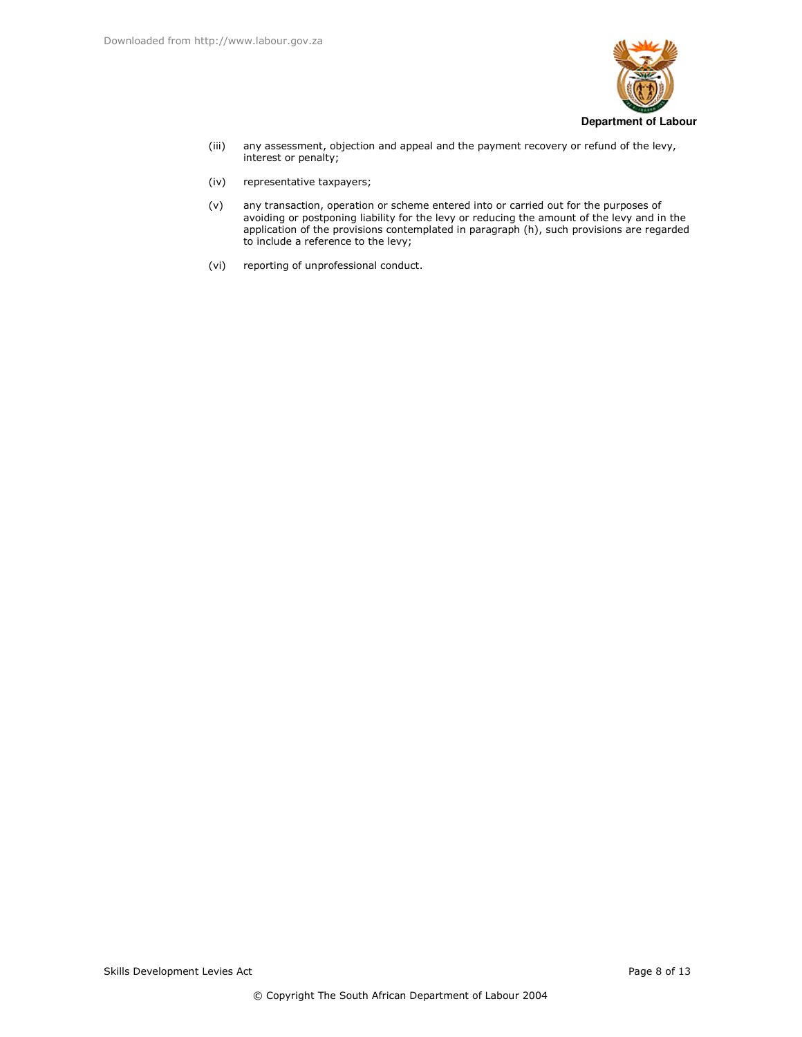(iii) any assessment, objection and appeal and the payment recovery or refund of the levy, interest or penalty;

(iv) representative taxpayers;

(v) any transaction, operation or scheme entered into or carried out for the purposes of avoiding or postponing liability for the levy or reducing the amount of the levy and in the application of the provisions contemplated in paragraph (h), such provisions are regarded to include a reference to the levy;

(vi) reporting of unprofessional conduct.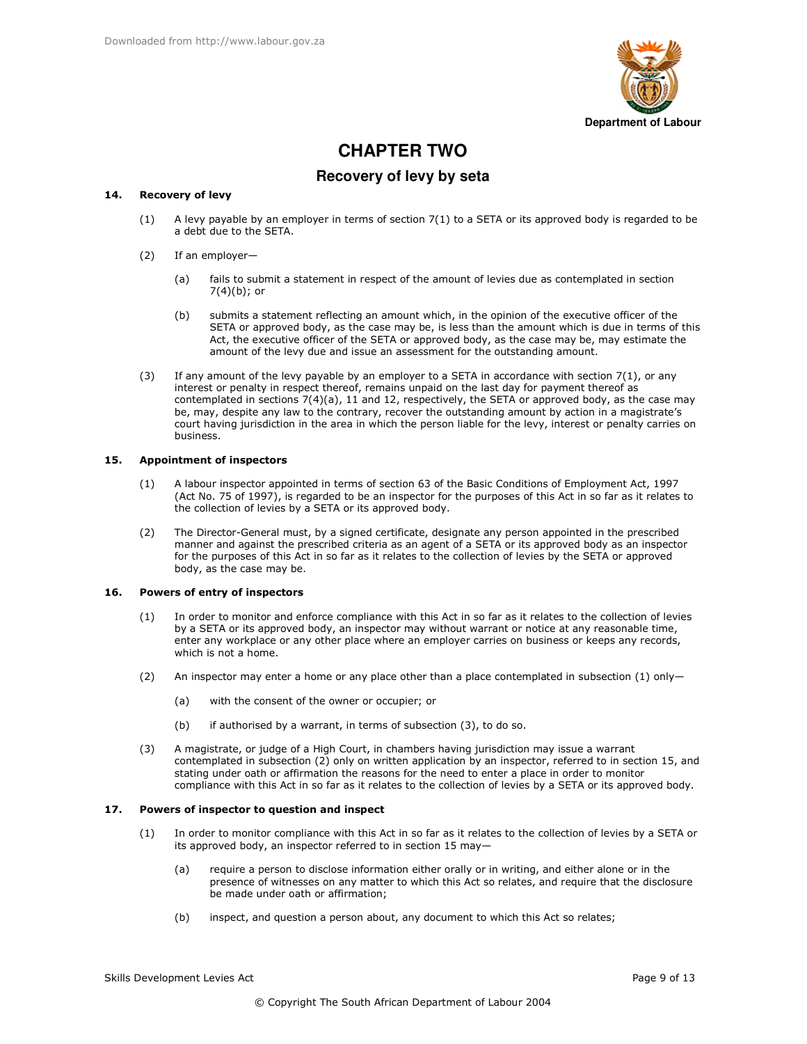# CHAPTER TWO

## Recovery of levy by seta

### 14. Recovery of levy

(1) A levy payable by an employer in terms of section 7(1) to a SETA or its approved body is regarded to be a debt due to the SETA.

(2) If an employer—

(a) fails to submit a statement in respect of the amount of levies due as contemplated in section 7(4)(b); or

(b) submits a statement reflecting an amount which, in the opinion of the executive officer of the SETA or approved body, as the case may be, is less than the amount which is due in terms of this Act, the executive officer of the SETA or approved body, as the case may be, may estimate the amount of the levy due and issue an assessment for the outstanding amount.

(3) If any amount of the levy payable by an employer to a SETA in accordance with section 7(1), or any interest or penalty in respect thereof, remains unpaid on the last day for payment thereof as contemplated in sections 7(4)(a), 11 and 12, respectively, the SETA or approved body, as the case may be, may, despite any law to the contrary, recover the outstanding amount by action in a magistrate's court having jurisdiction in the area in which the person liable for the levy, interest or penalty carries on business.

### 15. Appointment of inspectors

(1) A labour inspector appointed in terms of section 63 of the Basic Conditions of Employment Act, 1997 (Act No. 75 of 1997), is regarded to be an inspector for the purposes of this Act in so far as it relates to the collection of levies by a SETA or its approved body.

(2) The Director-General must, by a signed certificate, designate any person appointed in the prescribed manner and against the prescribed criteria as an agent of a SETA or its approved body as an inspector for the purposes of this Act in so far as it relates to the collection of levies by the SETA or approved body, as the case may be.

### 16. Powers of entry of inspectors

(1) In order to monitor and enforce compliance with this Act in so far as it relates to the collection of levies by a SETA or its approved body, an inspector may without warrant or notice at any reasonable time, enter any workplace or any other place where an employer carries on business or keeps any records, which is not a home.

(2) An inspector may enter a home or any place other than a place contemplated in subsection (1) only—

(a) with the consent of the owner or occupier; or

(b) if authorised by a warrant, in terms of subsection (3), to do so.

(3) A magistrate, or judge of a High Court, in chambers having jurisdiction may issue a warrant contemplated in subsection (2) only on written application by an inspector, referred to in section 15, and stating under oath or affirmation the reasons for the need to enter a place in order to monitor compliance with this Act in so far as it relates to the collection of levies by a SETA or its approved body.

### 17. Powers of inspector to question and inspect

(1) In order to monitor compliance with this Act in so far as it relates to the collection of levies by a SETA or its approved body, an inspector referred to in section 15 may—

(a) require a person to disclose information either orally or in writing, and either alone or in the presence of witnesses on any matter to which this Act so relates, and require that the disclosure be made under oath or affirmation;

(b) inspect, and question a person about, any document to which this Act so relates;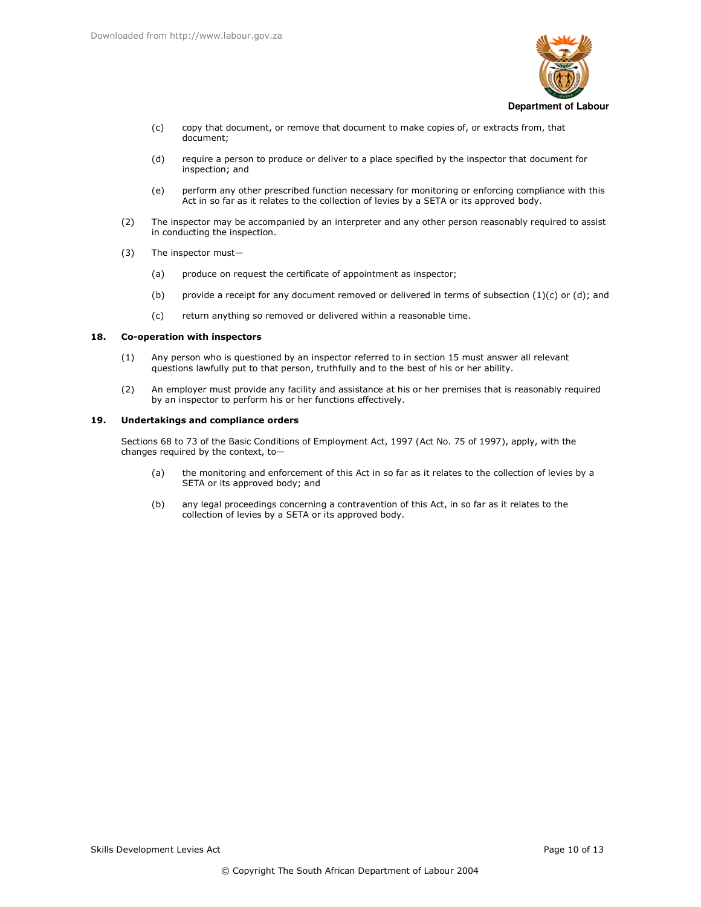(c) copy that document, or remove that document to make copies of, or extracts from, that document;

(d) require a person to produce or deliver to a place specified by the inspector that document for inspection; and

(e) perform any other prescribed function necessary for monitoring or enforcing compliance with this Act in so far as it relates to the collection of levies by a SETA or its approved body.

(2) The inspector may be accompanied by an interpreter and any other person reasonably required to assist in conducting the inspection.

(3) The inspector must—

(a) produce on request the certificate of appointment as inspector;

(b) provide a receipt for any document removed or delivered in terms of subsection (1)(c) or (d); and

(c) return anything so removed or delivered within a reasonable time.

### 18. Co-operation with inspectors

(1) Any person who is questioned by an inspector referred to in section 15 must answer all relevant questions lawfully put to that person, truthfully and to the best of his or her ability.

(2) An employer must provide any facility and assistance at his or her premises that is reasonably required by an inspector to perform his or her functions effectively.

### 19. Undertakings and compliance orders

Sections 68 to 73 of the Basic Conditions of Employment Act, 1997 (Act No. 75 of 1997), apply, with the changes required by the context, to—

(a) the monitoring and enforcement of this Act in so far as it relates to the collection of levies by a SETA or its approved body; and

(b) any legal proceedings concerning a contravention of this Act, in so far as it relates to the collection of levies by a SETA or its approved body.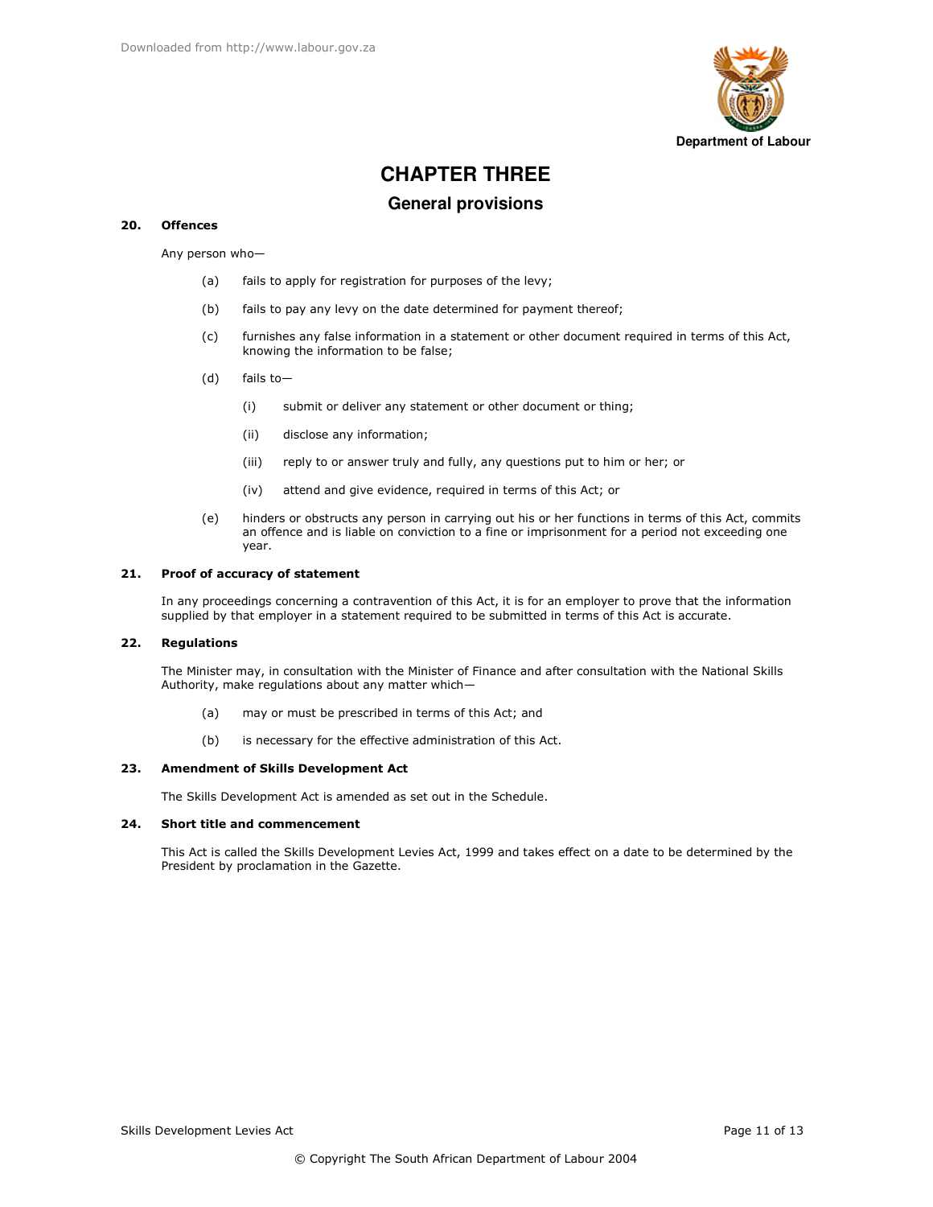# CHAPTER THREE

## General provisions

### 20. Offences

Any person who—

(a) fails to apply for registration for purposes of the levy;

(b) fails to pay any levy on the date determined for payment thereof;

(c) furnishes any false information in a statement or other document required in terms of this Act, knowing the information to be false;

(d) fails to—

  (i) submit or deliver any statement or other document or thing;

  (ii) disclose any information;

  (iii) reply to or answer truly and fully, any questions put to him or her; or

  (iv) attend and give evidence, required in terms of this Act; or

(e) hinders or obstructs any person in carrying out his or her functions in terms of this Act, commits an offence and is liable on conviction to a fine or imprisonment for a period not exceeding one year.

### 21. Proof of accuracy of statement

In any proceedings concerning a contravention of this Act, it is for an employer to prove that the information supplied by that employer in a statement required to be submitted in terms of this Act is accurate.

### 22. Regulations

The Minister may, in consultation with the Minister of Finance and after consultation with the National Skills Authority, make regulations about any matter which—

(a) may or must be prescribed in terms of this Act; and

(b) is necessary for the effective administration of this Act.

### 23. Amendment of Skills Development Act

The Skills Development Act is amended as set out in the Schedule.

### 24. Short title and commencement

This Act is called the Skills Development Levies Act, 1999 and takes effect on a date to be determined by the President by proclamation in the Gazette.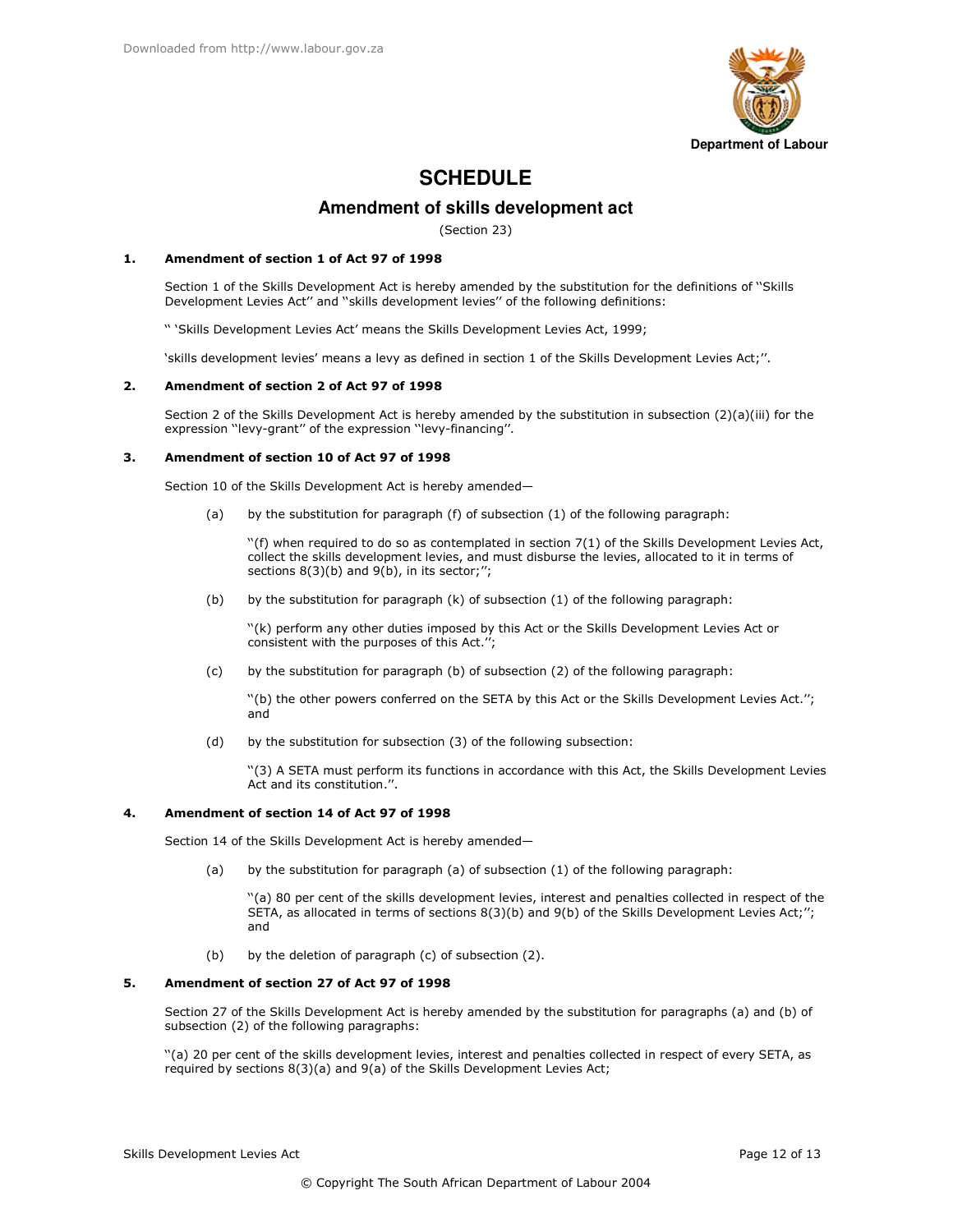# SCHEDULE

## Amendment of skills development act

(Section 23)

**1. Amendment of section 1 of Act 97 of 1998**

Section 1 of the Skills Development Act is hereby amended by the substitution for the definitions of ''Skills Development Levies Act'' and ''skills development levies'' of the following definitions:

'' 'Skills Development Levies Act' means the Skills Development Levies Act, 1999;

'skills development levies' means a levy as defined in section 1 of the Skills Development Levies Act;''.

**2. Amendment of section 2 of Act 97 of 1998**

Section 2 of the Skills Development Act is hereby amended by the substitution in subsection (2)(a)(iii) for the expression ''levy-grant'' of the expression ''levy-financing''.

**3. Amendment of section 10 of Act 97 of 1998**

Section 10 of the Skills Development Act is hereby amended—

(a) by the substitution for paragraph (f) of subsection (1) of the following paragraph:

''(f) when required to do so as contemplated in section 7(1) of the Skills Development Levies Act, collect the skills development levies, and must disburse the levies, allocated to it in terms of sections 8(3)(b) and 9(b), in its sector;'';

(b) by the substitution for paragraph (k) of subsection (1) of the following paragraph:

''(k) perform any other duties imposed by this Act or the Skills Development Levies Act or consistent with the purposes of this Act.'';

(c) by the substitution for paragraph (b) of subsection (2) of the following paragraph:

''(b) the other powers conferred on the SETA by this Act or the Skills Development Levies Act.''; and

(d) by the substitution for subsection (3) of the following subsection:

''(3) A SETA must perform its functions in accordance with this Act, the Skills Development Levies Act and its constitution.''.

**4. Amendment of section 14 of Act 97 of 1998**

Section 14 of the Skills Development Act is hereby amended—

(a) by the substitution for paragraph (a) of subsection (1) of the following paragraph:

''(a) 80 per cent of the skills development levies, interest and penalties collected in respect of the SETA, as allocated in terms of sections 8(3)(b) and 9(b) of the Skills Development Levies Act;''; and

(b) by the deletion of paragraph (c) of subsection (2).

**5. Amendment of section 27 of Act 97 of 1998**

Section 27 of the Skills Development Act is hereby amended by the substitution for paragraphs (a) and (b) of subsection (2) of the following paragraphs:

''(a) 20 per cent of the skills development levies, interest and penalties collected in respect of every SETA, as required by sections 8(3)(a) and 9(a) of the Skills Development Levies Act;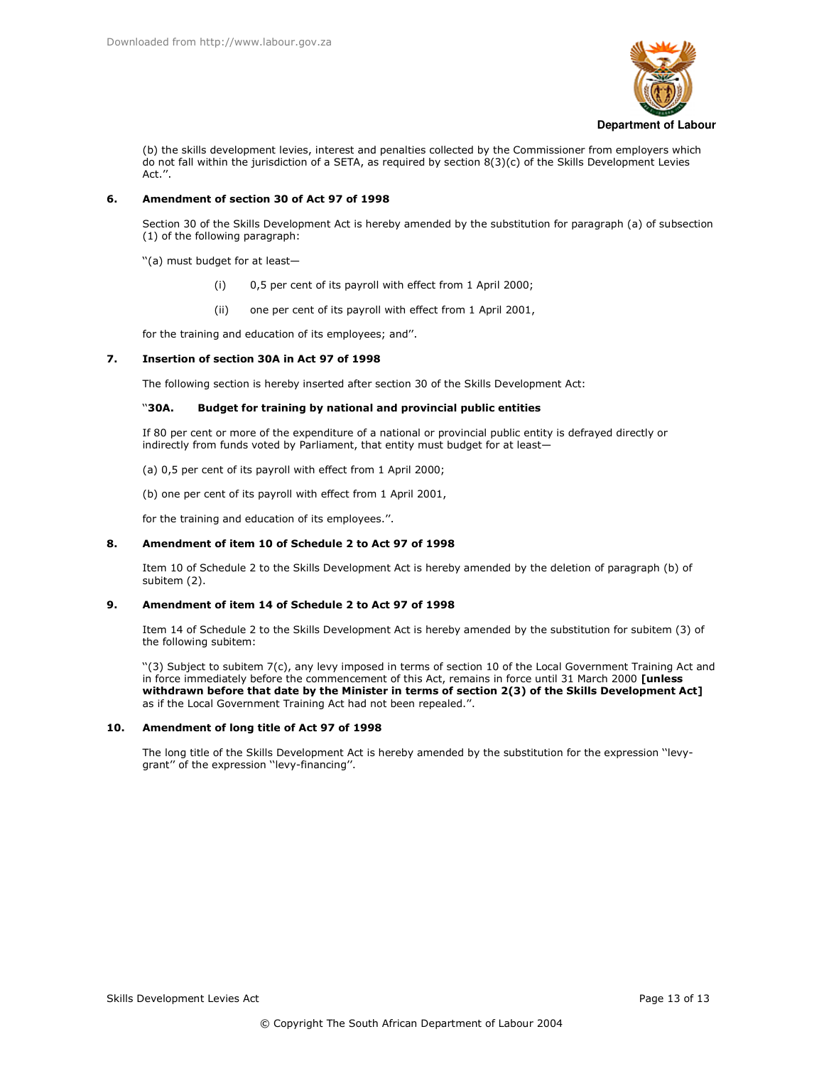(b) the skills development levies, interest and penalties collected by the Commissioner from employers which do not fall within the jurisdiction of a SETA, as required by section 8(3)(c) of the Skills Development Levies Act.''.

### 6. Amendment of section 30 of Act 97 of 1998

Section 30 of the Skills Development Act is hereby amended by the substitution for paragraph (a) of subsection (1) of the following paragraph:

''(a) must budget for at least—

(i) 0,5 per cent of its payroll with effect from 1 April 2000;

(ii) one per cent of its payroll with effect from 1 April 2001,

for the training and education of its employees; and''.

### 7. Insertion of section 30A in Act 97 of 1998

The following section is hereby inserted after section 30 of the Skills Development Act:

**''30A. Budget for training by national and provincial public entities**

If 80 per cent or more of the expenditure of a national or provincial public entity is defrayed directly or indirectly from funds voted by Parliament, that entity must budget for at least—

(a) 0,5 per cent of its payroll with effect from 1 April 2000;

(b) one per cent of its payroll with effect from 1 April 2001,

for the training and education of its employees.''.

### 8. Amendment of item 10 of Schedule 2 to Act 97 of 1998

Item 10 of Schedule 2 to the Skills Development Act is hereby amended by the deletion of paragraph (b) of subitem (2).

### 9. Amendment of item 14 of Schedule 2 to Act 97 of 1998

Item 14 of Schedule 2 to the Skills Development Act is hereby amended by the substitution for subitem (3) of the following subitem:

''(3) Subject to subitem 7(c), any levy imposed in terms of section 10 of the Local Government Training Act and in force immediately before the commencement of this Act, remains in force until 31 March 2000 **[unless withdrawn before that date by the Minister in terms of section 2(3) of the Skills Development Act]** as if the Local Government Training Act had not been repealed.''.

### 10. Amendment of long title of Act 97 of 1998

The long title of the Skills Development Act is hereby amended by the substitution for the expression ''levy-grant'' of the expression ''levy-financing''.